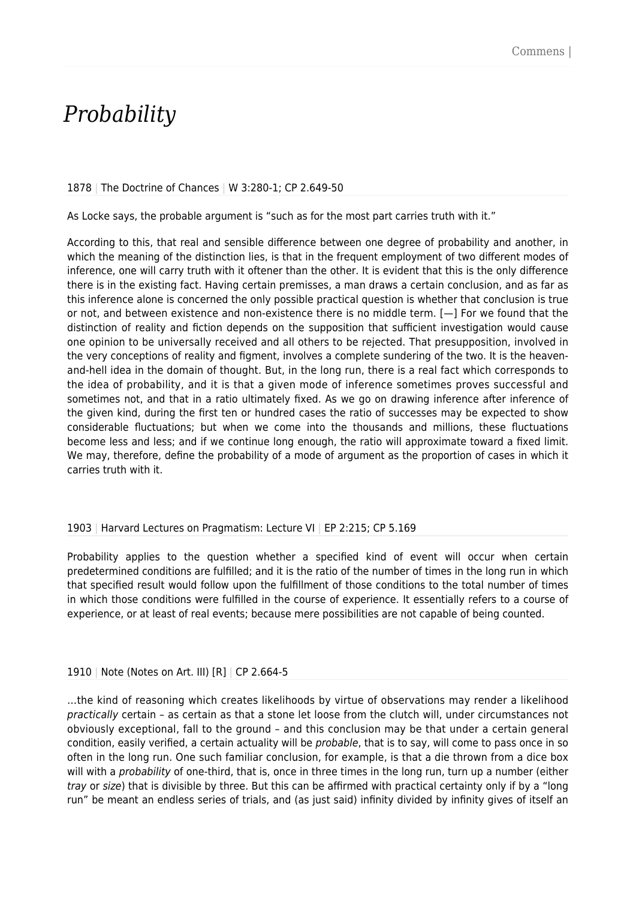# *Probability*

1878 | The Doctrine of Chances | W 3:280-1; CP 2.649-50

As Locke says, the probable argument is "such as for the most part carries truth with it."

According to this, that real and sensible difference between one degree of probability and another, in which the meaning of the distinction lies, is that in the frequent employment of two different modes of inference, one will carry truth with it oftener than the other. It is evident that this is the only difference there is in the existing fact. Having certain premisses, a man draws a certain conclusion, and as far as this inference alone is concerned the only possible practical question is whether that conclusion is true or not, and between existence and non-existence there is no middle term. [—] For we found that the distinction of reality and fiction depends on the supposition that sufficient investigation would cause one opinion to be universally received and all others to be rejected. That presupposition, involved in the very conceptions of reality and figment, involves a complete sundering of the two. It is the heaven-and-hell idea in the domain of thought. But, in the long run, there is a real fact which corresponds to the idea of probability, and it is that a given mode of inference sometimes proves successful and sometimes not, and that in a ratio ultimately fixed. As we go on drawing inference after inference of the given kind, during the first ten or hundred cases the ratio of successes may be expected to show considerable fluctuations; but when we come into the thousands and millions, these fluctuations become less and less; and if we continue long enough, the ratio will approximate toward a fixed limit. We may, therefore, define the probability of a mode of argument as the proportion of cases in which it carries truth with it.

1903 | Harvard Lectures on Pragmatism: Lecture VI | EP 2:215; CP 5.169

Probability applies to the question whether a specified kind of event will occur when certain predetermined conditions are fulfilled; and it is the ratio of the number of times in the long run in which that specified result would follow upon the fulfillment of those conditions to the total number of times in which those conditions were fulfilled in the course of experience. It essentially refers to a course of experience, or at least of real events; because mere possibilities are not capable of being counted.

1910 | Note (Notes on Art. III) [R] | CP 2.664-5

…the kind of reasoning which creates likelihoods by virtue of observations may render a likelihood *practically* certain – as certain as that a stone let loose from the clutch will, under circumstances not obviously exceptional, fall to the ground – and this conclusion may be that under a certain general condition, easily verified, a certain actuality will be *probable*, that is to say, will come to pass once in so often in the long run. One such familiar conclusion, for example, is that a die thrown from a dice box will with a *probability* of one-third, that is, once in three times in the long run, turn up a number (either *tray* or *size*) that is divisible by three. But this can be affirmed with practical certainty only if by a "long run" be meant an endless series of trials, and (as just said) infinity divided by infinity gives of itself an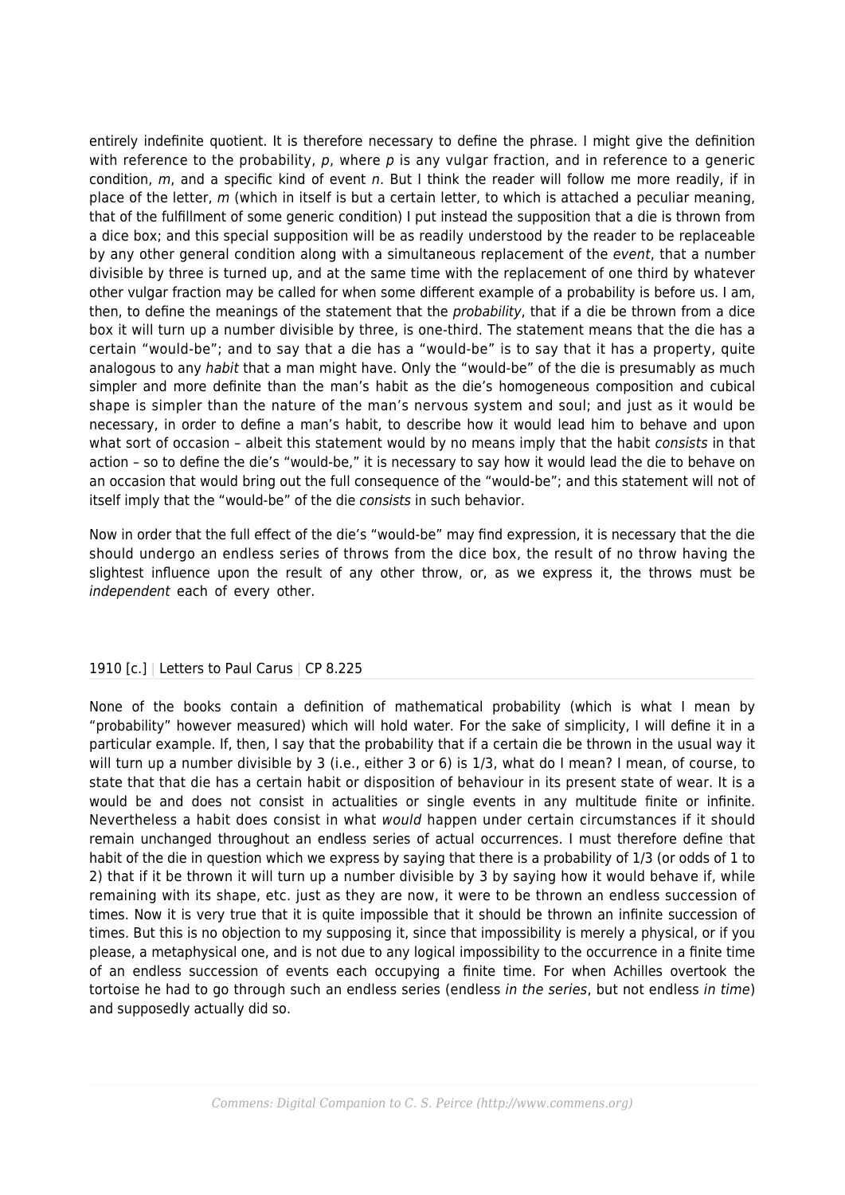entirely indefinite quotient. It is therefore necessary to define the phrase. I might give the definition with reference to the probability, $p$, where $p$ is any vulgar fraction, and in reference to a generic condition, $m$, and a specific kind of event $n$. But I think the reader will follow me more readily, if in place of the letter, $m$ (which in itself is but a certain letter, to which is attached a peculiar meaning, that of the fulfillment of some generic condition) I put instead the supposition that a die is thrown from a dice box; and this special supposition will be as readily understood by the reader to be replaceable by any other general condition along with a simultaneous replacement of the *event*, that a number divisible by three is turned up, and at the same time with the replacement of one third by whatever other vulgar fraction may be called for when some different example of a probability is before us. I am, then, to define the meanings of the statement that the *probability*, that if a die be thrown from a dice box it will turn up a number divisible by three, is one-third. The statement means that the die has a certain "would-be"; and to say that a die has a "would-be" is to say that it has a property, quite analogous to any *habit* that a man might have. Only the "would-be" of the die is presumably as much simpler and more definite than the man's habit as the die's homogeneous composition and cubical shape is simpler than the nature of the man's nervous system and soul; and just as it would be necessary, in order to define a man's habit, to describe how it would lead him to behave and upon what sort of occasion – albeit this statement would by no means imply that the habit *consists* in that action – so to define the die's "would-be," it is necessary to say how it would lead the die to behave on an occasion that would bring out the full consequence of the "would-be"; and this statement will not of itself imply that the "would-be" of the die *consists* in such behavior.

Now in order that the full effect of the die's "would-be" may find expression, it is necessary that the die should undergo an endless series of throws from the dice box, the result of no throw having the slightest influence upon the result of any other throw, or, as we express it, the throws must be *independent* each of every other.

1910 [c.] | Letters to Paul Carus | CP 8.225

None of the books contain a definition of mathematical probability (which is what I mean by "probability" however measured) which will hold water. For the sake of simplicity, I will define it in a particular example. If, then, I say that the probability that if a certain die be thrown in the usual way it will turn up a number divisible by 3 (i.e., either 3 or 6) is 1/3, what do I mean? I mean, of course, to state that that die has a certain habit or disposition of behaviour in its present state of wear. It is a would be and does not consist in actualities or single events in any multitude finite or infinite. Nevertheless a habit does consist in what *would* happen under certain circumstances if it should remain unchanged throughout an endless series of actual occurrences. I must therefore define that habit of the die in question which we express by saying that there is a probability of 1/3 (or odds of 1 to 2) that if it be thrown it will turn up a number divisible by 3 by saying how it would behave if, while remaining with its shape, etc. just as they are now, it were to be thrown an endless succession of times. Now it is very true that it is quite impossible that it should be thrown an infinite succession of times. But this is no objection to my supposing it, since that impossibility is merely a physical, or if you please, a metaphysical one, and is not due to any logical impossibility to the occurrence in a finite time of an endless succession of events each occupying a finite time. For when Achilles overtook the tortoise he had to go through such an endless series (endless *in the series*, but not endless *in time*) and supposedly actually did so.